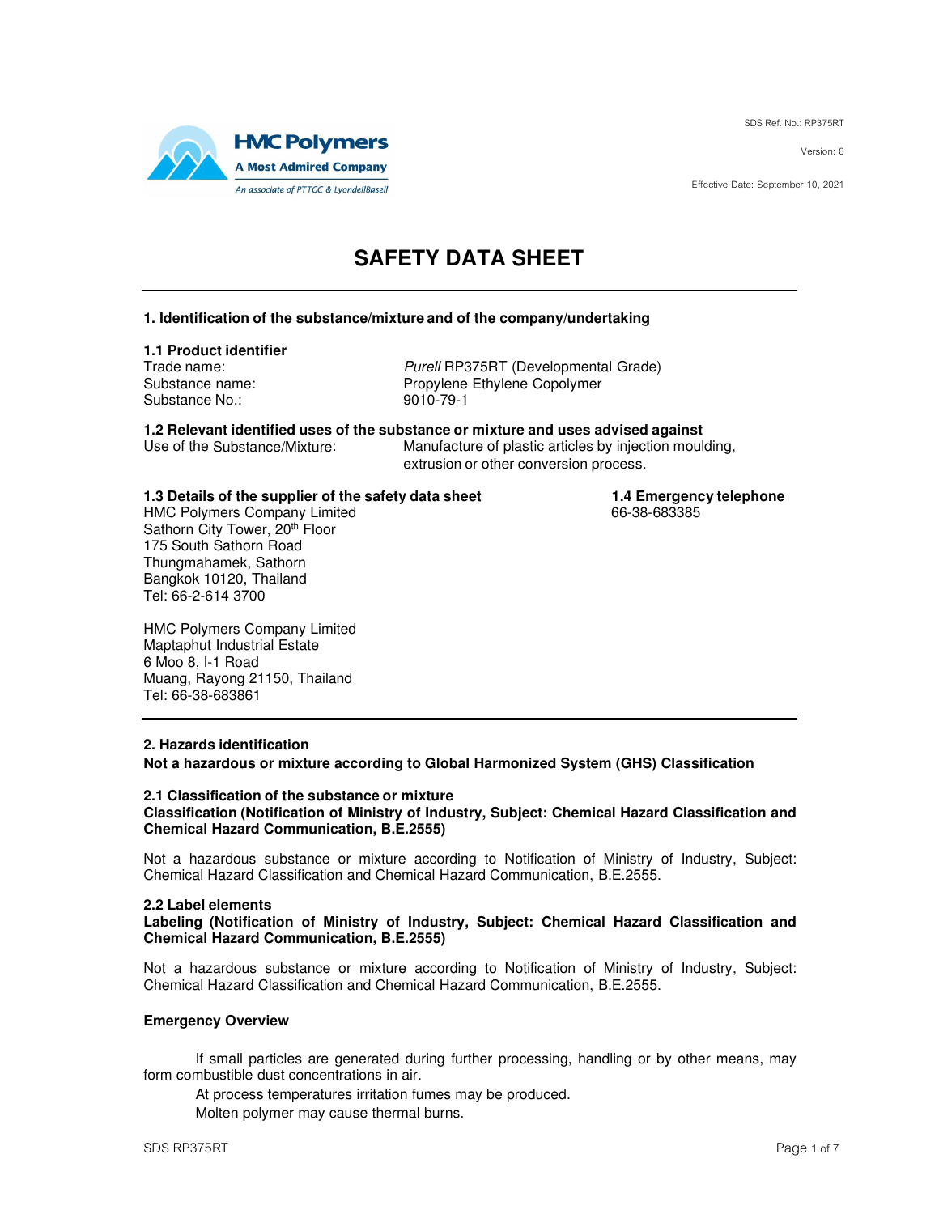HMC Polymers
A Most Admired Company
An associate of PTTGC & LyondellBasell

SDS Ref. No.: RP375RT

Version: 0

Effective Date: September 10, 2021

# SAFETY DATA SHEET

## 1. Identification of the substance/mixture and of the company/undertaking

### 1.1 Product identifier

| | |
|---|---|
| Trade name: | *Purell* RP375RT (Developmental Grade) |
| Substance name: | Propylene Ethylene Copolymer |
| Substance No.: | 9010-79-1 |

### 1.2 Relevant identified uses of the substance or mixture and uses advised against

Use of the Substance/Mixture: Manufacture of plastic articles by injection moulding, extrusion or other conversion process.

### 1.3 Details of the supplier of the safety data sheet

HMC Polymers Company Limited
Sathorn City Tower, 20th Floor
175 South Sathorn Road
Thungmahamek, Sathorn
Bangkok 10120, Thailand
Tel: 66-2-614 3700

HMC Polymers Company Limited
Maptaphut Industrial Estate
6 Moo 8, I-1 Road
Muang, Rayong 21150, Thailand
Tel: 66-38-683861

### 1.4 Emergency telephone

66-38-683385

## 2. Hazards identification

**Not a hazardous or mixture according to Global Harmonized System (GHS) Classification**

### 2.1 Classification of the substance or mixture

**Classification (Notification of Ministry of Industry, Subject: Chemical Hazard Classification and Chemical Hazard Communication, B.E.2555)**

Not a hazardous substance or mixture according to Notification of Ministry of Industry, Subject: Chemical Hazard Classification and Chemical Hazard Communication, B.E.2555.

### 2.2 Label elements

**Labeling (Notification of Ministry of Industry, Subject: Chemical Hazard Classification and Chemical Hazard Communication, B.E.2555)**

Not a hazardous substance or mixture according to Notification of Ministry of Industry, Subject: Chemical Hazard Classification and Chemical Hazard Communication, B.E.2555.

**Emergency Overview**

If small particles are generated during further processing, handling or by other means, may form combustible dust concentrations in air.

At process temperatures irritation fumes may be produced.

Molten polymer may cause thermal burns.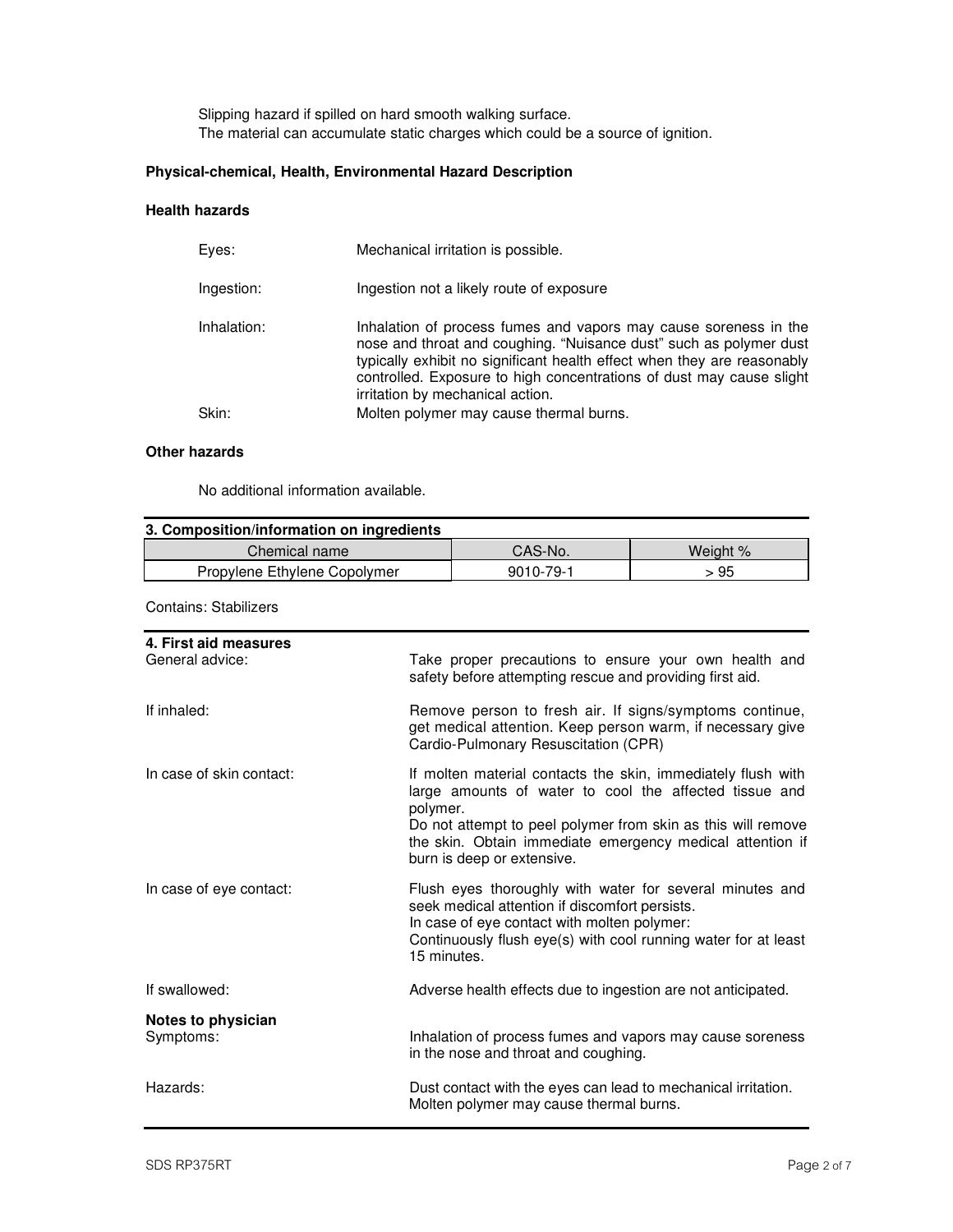Slipping hazard if spilled on hard smooth walking surface.
The material can accumulate static charges which could be a source of ignition.

**Physical-chemical, Health, Environmental Hazard Description**

**Health hazards**

| | |
|---|---|
| Eyes: | Mechanical irritation is possible. |
| Ingestion: | Ingestion not a likely route of exposure |
| Inhalation: | Inhalation of process fumes and vapors may cause soreness in the nose and throat and coughing. "Nuisance dust" such as polymer dust typically exhibit no significant health effect when they are reasonably controlled. Exposure to high concentrations of dust may cause slight irritation by mechanical action. |
| Skin: | Molten polymer may cause thermal burns. |

**Other hazards**

No additional information available.

## 3. Composition/information on ingredients

| Chemical name | CAS-No. | Weight % |
|---|---|---|
| Propylene Ethylene Copolymer | 9010-79-1 | > 95 |

Contains: Stabilizers

## 4. First aid measures

| | |
|---|---|
| General advice: | Take proper precautions to ensure your own health and safety before attempting rescue and providing first aid. |
| If inhaled: | Remove person to fresh air. If signs/symptoms continue, get medical attention. Keep person warm, if necessary give Cardio-Pulmonary Resuscitation (CPR) |
| In case of skin contact: | If molten material contacts the skin, immediately flush with large amounts of water to cool the affected tissue and polymer.<br>Do not attempt to peel polymer from skin as this will remove the skin. Obtain immediate emergency medical attention if burn is deep or extensive. |
| In case of eye contact: | Flush eyes thoroughly with water for several minutes and seek medical attention if discomfort persists.<br>In case of eye contact with molten polymer:<br>Continuously flush eye(s) with cool running water for at least 15 minutes. |
| If swallowed: | Adverse health effects due to ingestion are not anticipated. |

**Notes to physician**

| | |
|---|---|
| Symptoms: | Inhalation of process fumes and vapors may cause soreness in the nose and throat and coughing. |
| Hazards: | Dust contact with the eyes can lead to mechanical irritation.<br>Molten polymer may cause thermal burns. |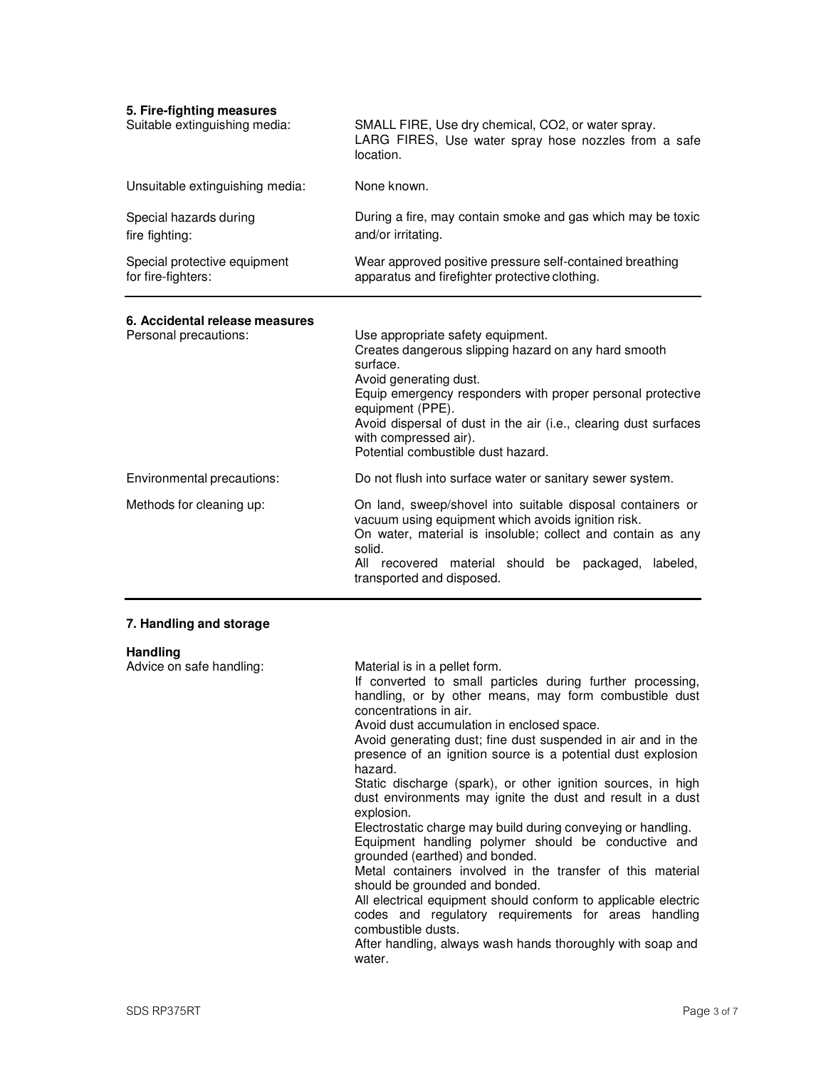## 5. Fire-fighting measures

| | |
|---|---|
| Suitable extinguishing media: | SMALL FIRE, Use dry chemical, $CO_2$, or water spray.<br>LARG FIRES, Use water spray hose nozzles from a safe location. |
| Unsuitable extinguishing media: | None known. |
| Special hazards during fire fighting: | During a fire, may contain smoke and gas which may be toxic and/or irritating. |
| Special protective equipment for fire-fighters: | Wear approved positive pressure self-contained breathing apparatus and firefighter protective clothing. |

## 6. Accidental release measures

| | |
|---|---|
| Personal precautions: | Use appropriate safety equipment.<br>Creates dangerous slipping hazard on any hard smooth surface.<br>Avoid generating dust.<br>Equip emergency responders with proper personal protective equipment (PPE).<br>Avoid dispersal of dust in the air (i.e., clearing dust surfaces with compressed air).<br>Potential combustible dust hazard. |
| Environmental precautions: | Do not flush into surface water or sanitary sewer system. |
| Methods for cleaning up: | On land, sweep/shovel into suitable disposal containers or vacuum using equipment which avoids ignition risk.<br>On water, material is insoluble; collect and contain as any solid.<br>All recovered material should be packaged, labeled, transported and disposed. |

## 7. Handling and storage

### Handling

| | |
|---|---|
| Advice on safe handling: | Material is in a pellet form.<br>If converted to small particles during further processing, handling, or by other means, may form combustible dust concentrations in air.<br>Avoid dust accumulation in enclosed space.<br>Avoid generating dust; fine dust suspended in air and in the presence of an ignition source is a potential dust explosion hazard.<br>Static discharge (spark), or other ignition sources, in high dust environments may ignite the dust and result in a dust explosion.<br>Electrostatic charge may build during conveying or handling.<br>Equipment handling polymer should be conductive and grounded (earthed) and bonded.<br>Metal containers involved in the transfer of this material should be grounded and bonded.<br>All electrical equipment should conform to applicable electric codes and regulatory requirements for areas handling combustible dusts.<br>After handling, always wash hands thoroughly with soap and water. |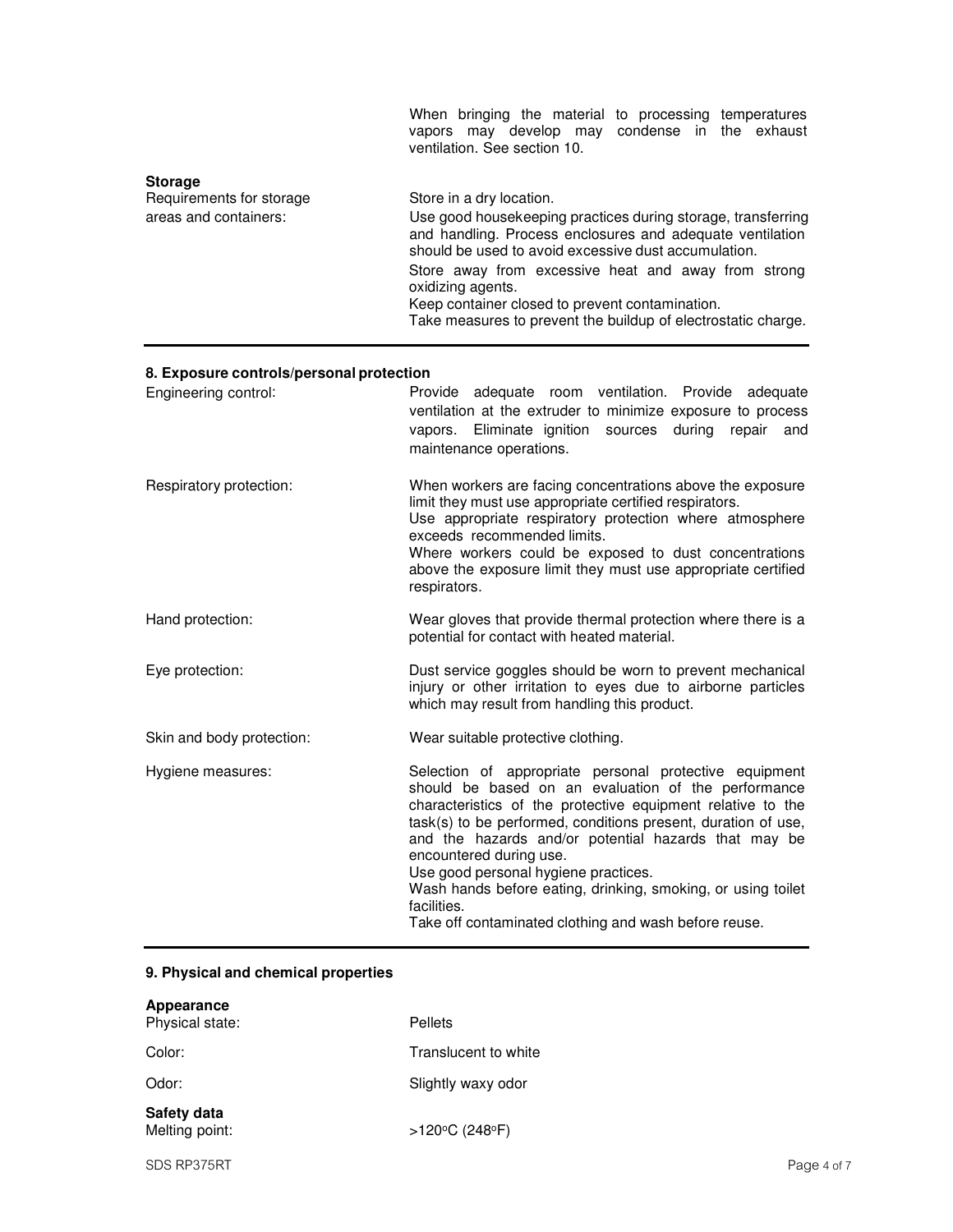When bringing the material to processing temperatures vapors may develop may condense in the exhaust ventilation. See section 10.

**Storage**

| | |
|---|---|
| Requirements for storage areas and containers: | Store in a dry location.<br>Use good housekeeping practices during storage, transferring and handling. Process enclosures and adequate ventilation should be used to avoid excessive dust accumulation.<br>Store away from excessive heat and away from strong oxidizing agents.<br>Keep container closed to prevent contamination.<br>Take measures to prevent the buildup of electrostatic charge. |

## 8. Exposure controls/personal protection

| | |
|---|---|
| Engineering control: | Provide adequate room ventilation. Provide adequate ventilation at the extruder to minimize exposure to process vapors. Eliminate ignition sources during repair and maintenance operations. |
| Respiratory protection: | When workers are facing concentrations above the exposure limit they must use appropriate certified respirators.<br>Use appropriate respiratory protection where atmosphere exceeds recommended limits.<br>Where workers could be exposed to dust concentrations above the exposure limit they must use appropriate certified respirators. |
| Hand protection: | Wear gloves that provide thermal protection where there is a potential for contact with heated material. |
| Eye protection: | Dust service goggles should be worn to prevent mechanical injury or other irritation to eyes due to airborne particles which may result from handling this product. |
| Skin and body protection: | Wear suitable protective clothing. |
| Hygiene measures: | Selection of appropriate personal protective equipment should be based on an evaluation of the performance characteristics of the protective equipment relative to the task(s) to be performed, conditions present, duration of use, and the hazards and/or potential hazards that may be encountered during use.<br>Use good personal hygiene practices.<br>Wash hands before eating, drinking, smoking, or using toilet facilities.<br>Take off contaminated clothing and wash before reuse. |

## 9. Physical and chemical properties

**Appearance**

| | |
|---|---|
| Physical state: | Pellets |
| Color: | Translucent to white |
| Odor: | Slightly waxy odor |

**Safety data**

| | |
|---|---|
| Melting point: | >120°C (248°F) |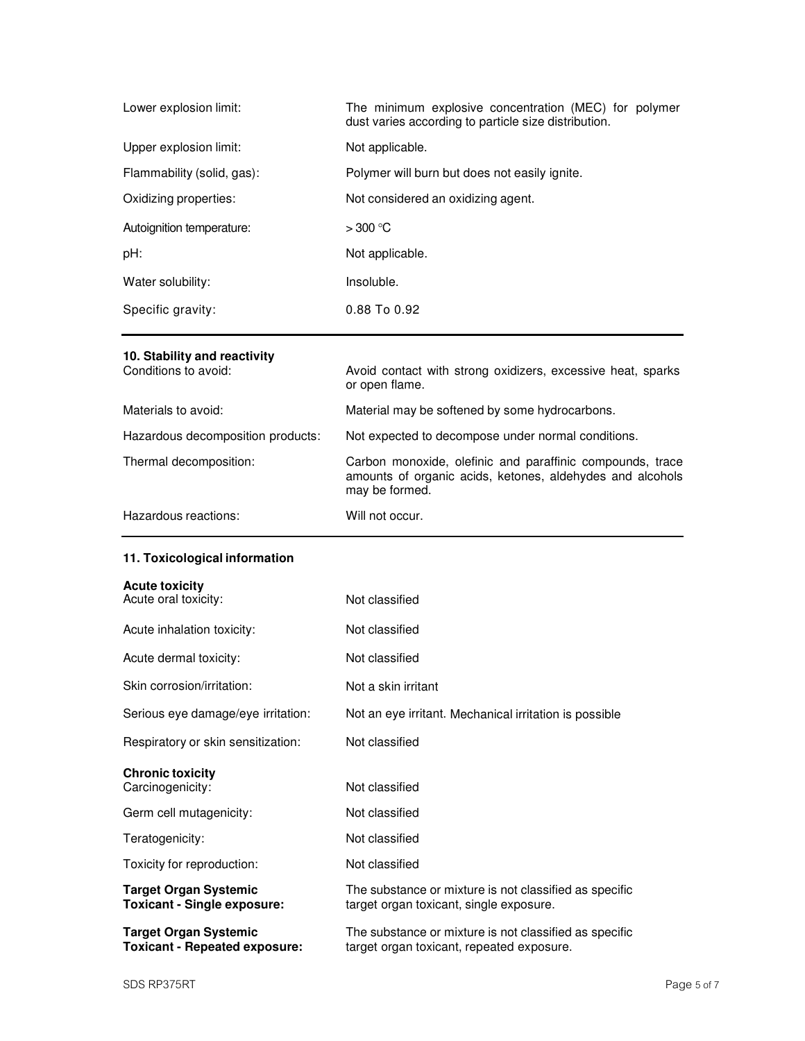| | |
|---|---|
| Lower explosion limit: | The minimum explosive concentration (MEC) for polymer dust varies according to particle size distribution. |
| Upper explosion limit: | Not applicable. |
| Flammability (solid, gas): | Polymer will burn but does not easily ignite. |
| Oxidizing properties: | Not considered an oxidizing agent. |
| Autoignition temperature: | > 300 °C |
| pH: | Not applicable. |
| Water solubility: | Insoluble. |
| Specific gravity: | 0.88 To 0.92 |

## 10. Stability and reactivity

| | |
|---|---|
| Conditions to avoid: | Avoid contact with strong oxidizers, excessive heat, sparks or open flame. |
| Materials to avoid: | Material may be softened by some hydrocarbons. |
| Hazardous decomposition products: | Not expected to decompose under normal conditions. |
| Thermal decomposition: | Carbon monoxide, olefinic and paraffinic compounds, trace amounts of organic acids, ketones, aldehydes and alcohols may be formed. |
| Hazardous reactions: | Will not occur. |

## 11. Toxicological information

**Acute toxicity**

| | |
|---|---|
| Acute oral toxicity: | Not classified |
| Acute inhalation toxicity: | Not classified |
| Acute dermal toxicity: | Not classified |
| Skin corrosion/irritation: | Not a skin irritant |
| Serious eye damage/eye irritation: | Not an eye irritant. Mechanical irritation is possible |
| Respiratory or skin sensitization: | Not classified |

**Chronic toxicity**

| | |
|---|---|
| Carcinogenicity: | Not classified |
| Germ cell mutagenicity: | Not classified |
| Teratogenicity: | Not classified |
| Toxicity for reproduction: | Not classified |
| **Target Organ Systemic Toxicant - Single exposure:** | The substance or mixture is not classified as specific target organ toxicant, single exposure. |
| **Target Organ Systemic Toxicant - Repeated exposure:** | The substance or mixture is not classified as specific target organ toxicant, repeated exposure. |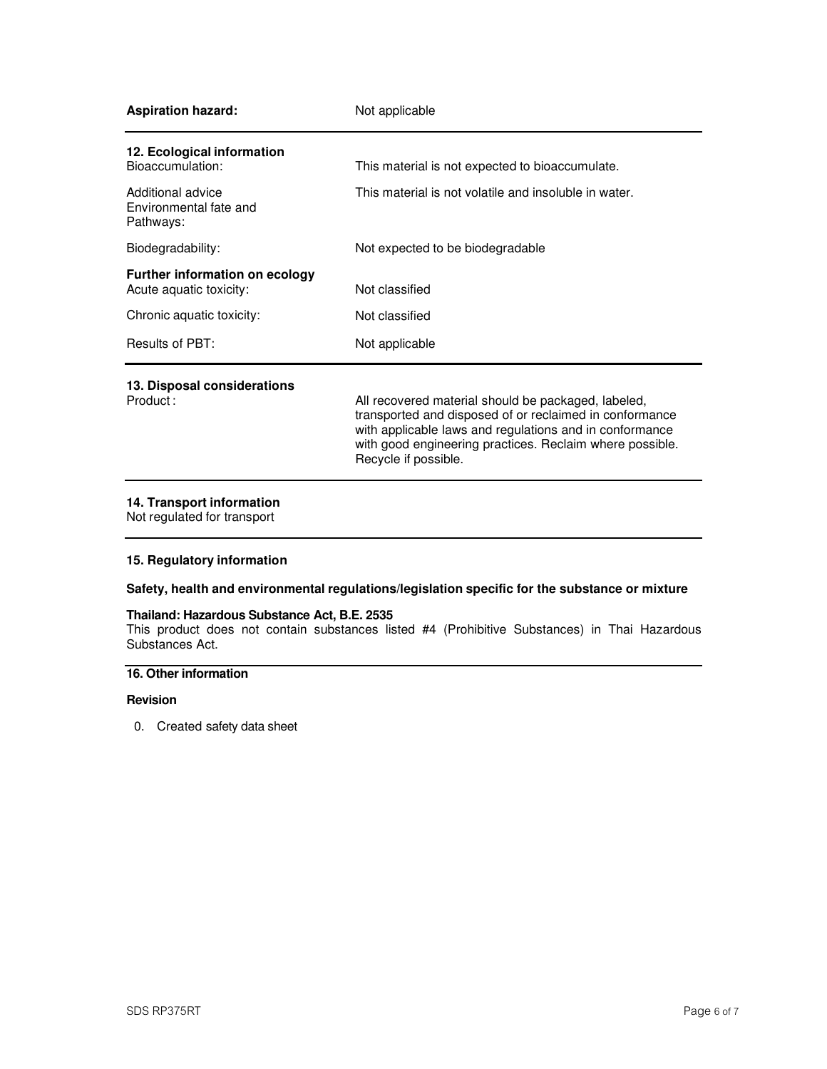**Aspiration hazard:** Not applicable

## 12. Ecological information

| | |
|---|---|
| Bioaccumulation: | This material is not expected to bioaccumulate. |
| Additional advice Environmental fate and Pathways: | This material is not volatile and insoluble in water. |
| Biodegradability: | Not expected to be biodegradable |

**Further information on ecology**

| | |
|---|---|
| Acute aquatic toxicity: | Not classified |
| Chronic aquatic toxicity: | Not classified |
| Results of PBT: | Not applicable |

## 13. Disposal considerations

| | |
|---|---|
| Product : | All recovered material should be packaged, labeled, transported and disposed of or reclaimed in conformance with applicable laws and regulations and in conformance with good engineering practices. Reclaim where possible. Recycle if possible. |

## 14. Transport information

Not regulated for transport

## 15. Regulatory information

**Safety, health and environmental regulations/legislation specific for the substance or mixture**

**Thailand: Hazardous Substance Act, B.E. 2535**

This product does not contain substances listed #4 (Prohibitive Substances) in Thai Hazardous Substances Act.

## 16. Other information

**Revision**

0. Created safety data sheet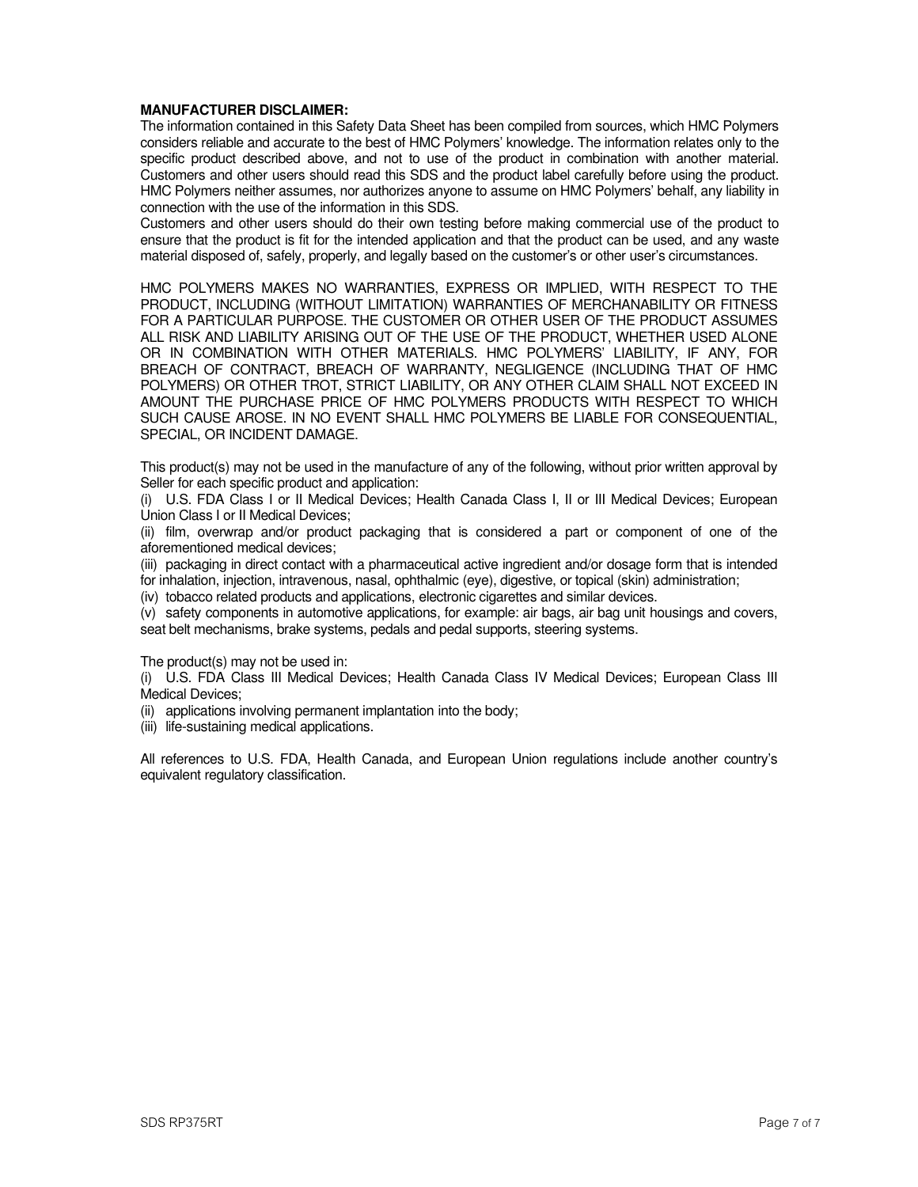**MANUFACTURER DISCLAIMER:**

The information contained in this Safety Data Sheet has been compiled from sources, which HMC Polymers considers reliable and accurate to the best of HMC Polymers' knowledge. The information relates only to the specific product described above, and not to use of the product in combination with another material. Customers and other users should read this SDS and the product label carefully before using the product. HMC Polymers neither assumes, nor authorizes anyone to assume on HMC Polymers' behalf, any liability in connection with the use of the information in this SDS.

Customers and other users should do their own testing before making commercial use of the product to ensure that the product is fit for the intended application and that the product can be used, and any waste material disposed of, safely, properly, and legally based on the customer's or other user's circumstances.

HMC POLYMERS MAKES NO WARRANTIES, EXPRESS OR IMPLIED, WITH RESPECT TO THE PRODUCT, INCLUDING (WITHOUT LIMITATION) WARRANTIES OF MERCHANABILITY OR FITNESS FOR A PARTICULAR PURPOSE. THE CUSTOMER OR OTHER USER OF THE PRODUCT ASSUMES ALL RISK AND LIABILITY ARISING OUT OF THE USE OF THE PRODUCT, WHETHER USED ALONE OR IN COMBINATION WITH OTHER MATERIALS. HMC POLYMERS' LIABILITY, IF ANY, FOR BREACH OF CONTRACT, BREACH OF WARRANTY, NEGLIGENCE (INCLUDING THAT OF HMC POLYMERS) OR OTHER TROT, STRICT LIABILITY, OR ANY OTHER CLAIM SHALL NOT EXCEED IN AMOUNT THE PURCHASE PRICE OF HMC POLYMERS PRODUCTS WITH RESPECT TO WHICH SUCH CAUSE AROSE. IN NO EVENT SHALL HMC POLYMERS BE LIABLE FOR CONSEQUENTIAL, SPECIAL, OR INCIDENT DAMAGE.

This product(s) may not be used in the manufacture of any of the following, without prior written approval by Seller for each specific product and application:

(i) U.S. FDA Class I or II Medical Devices; Health Canada Class I, II or III Medical Devices; European Union Class I or II Medical Devices;

(ii) film, overwrap and/or product packaging that is considered a part or component of one of the aforementioned medical devices;

(iii) packaging in direct contact with a pharmaceutical active ingredient and/or dosage form that is intended for inhalation, injection, intravenous, nasal, ophthalmic (eye), digestive, or topical (skin) administration;

(iv) tobacco related products and applications, electronic cigarettes and similar devices.

(v) safety components in automotive applications, for example: air bags, air bag unit housings and covers, seat belt mechanisms, brake systems, pedals and pedal supports, steering systems.

The product(s) may not be used in:

(i) U.S. FDA Class III Medical Devices; Health Canada Class IV Medical Devices; European Class III Medical Devices;

(ii) applications involving permanent implantation into the body;

(iii) life-sustaining medical applications.

All references to U.S. FDA, Health Canada, and European Union regulations include another country's equivalent regulatory classification.